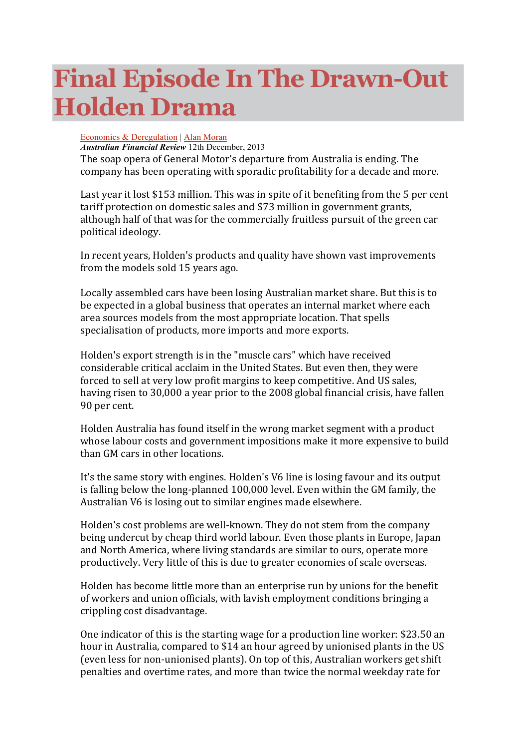# Final Episode In The Drawn-Out Holden Drama

Economics & Deregulation | Alan Moran

***Australian Financial Review*** 12th December, 2013

The soap opera of General Motor's departure from Australia is ending. The company has been operating with sporadic profitability for a decade and more.

Last year it lost $153 million. This was in spite of it benefiting from the 5 per cent tariff protection on domestic sales and $73 million in government grants, although half of that was for the commercially fruitless pursuit of the green car political ideology.

In recent years, Holden's products and quality have shown vast improvements from the models sold 15 years ago.

Locally assembled cars have been losing Australian market share. But this is to be expected in a global business that operates an internal market where each area sources models from the most appropriate location. That spells specialisation of products, more imports and more exports.

Holden's export strength is in the "muscle cars" which have received considerable critical acclaim in the United States. But even then, they were forced to sell at very low profit margins to keep competitive. And US sales, having risen to 30,000 a year prior to the 2008 global financial crisis, have fallen 90 per cent.

Holden Australia has found itself in the wrong market segment with a product whose labour costs and government impositions make it more expensive to build than GM cars in other locations.

It's the same story with engines. Holden's V6 line is losing favour and its output is falling below the long-planned 100,000 level. Even within the GM family, the Australian V6 is losing out to similar engines made elsewhere.

Holden's cost problems are well-known. They do not stem from the company being undercut by cheap third world labour. Even those plants in Europe, Japan and North America, where living standards are similar to ours, operate more productively. Very little of this is due to greater economies of scale overseas.

Holden has become little more than an enterprise run by unions for the benefit of workers and union officials, with lavish employment conditions bringing a crippling cost disadvantage.

One indicator of this is the starting wage for a production line worker: $23.50 an hour in Australia, compared to $14 an hour agreed by unionised plants in the US (even less for non-unionised plants). On top of this, Australian workers get shift penalties and overtime rates, and more than twice the normal weekday rate for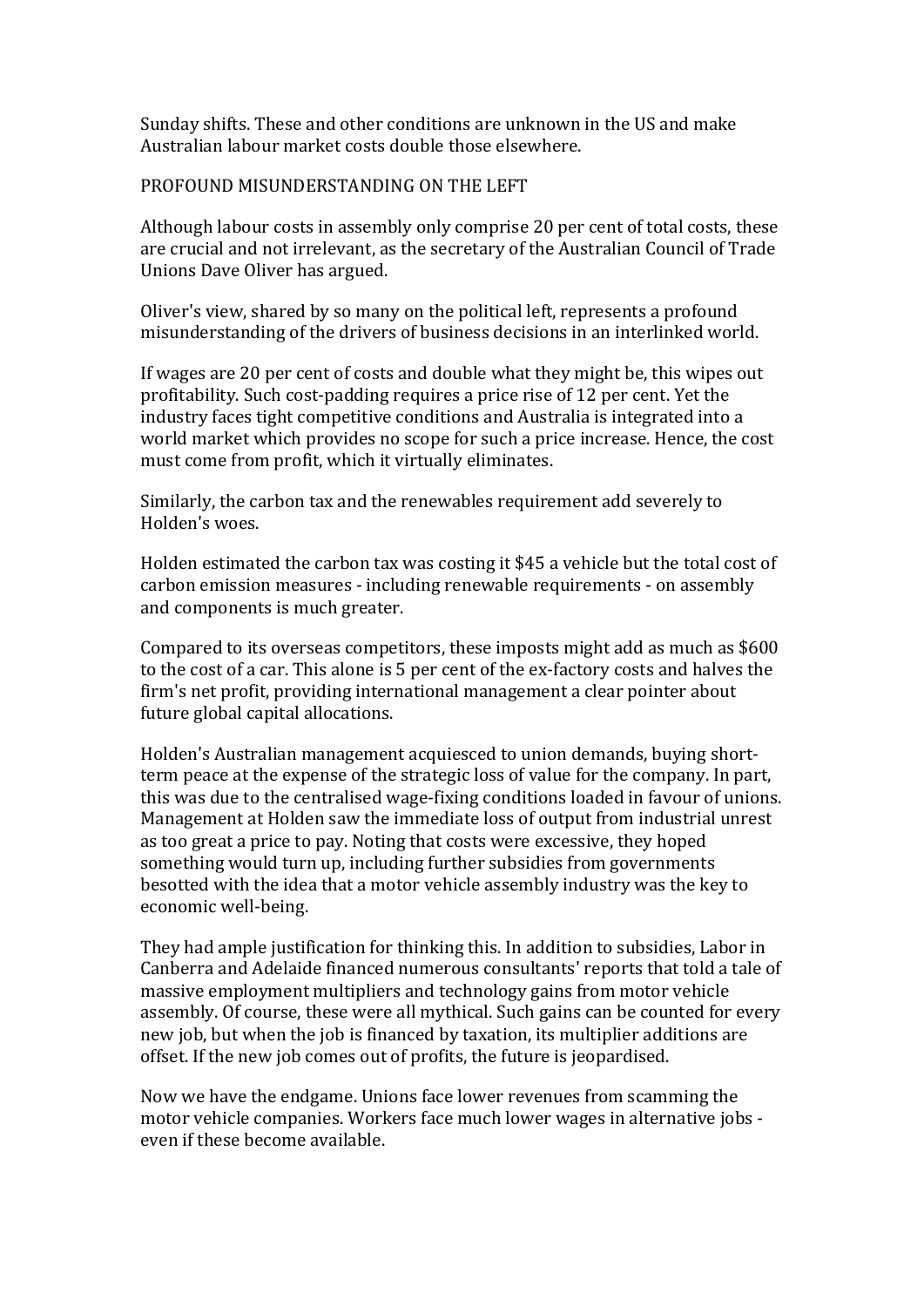Sunday shifts. These and other conditions are unknown in the US and make Australian labour market costs double those elsewhere.

## PROFOUND MISUNDERSTANDING ON THE LEFT

Although labour costs in assembly only comprise 20 per cent of total costs, these are crucial and not irrelevant, as the secretary of the Australian Council of Trade Unions Dave Oliver has argued.

Oliver's view, shared by so many on the political left, represents a profound misunderstanding of the drivers of business decisions in an interlinked world.

If wages are 20 per cent of costs and double what they might be, this wipes out profitability. Such cost-padding requires a price rise of 12 per cent. Yet the industry faces tight competitive conditions and Australia is integrated into a world market which provides no scope for such a price increase. Hence, the cost must come from profit, which it virtually eliminates.

Similarly, the carbon tax and the renewables requirement add severely to Holden's woes.

Holden estimated the carbon tax was costing it $45 a vehicle but the total cost of carbon emission measures - including renewable requirements - on assembly and components is much greater.

Compared to its overseas competitors, these imposts might add as much as $600 to the cost of a car. This alone is 5 per cent of the ex-factory costs and halves the firm's net profit, providing international management a clear pointer about future global capital allocations.

Holden's Australian management acquiesced to union demands, buying short-term peace at the expense of the strategic loss of value for the company. In part, this was due to the centralised wage-fixing conditions loaded in favour of unions. Management at Holden saw the immediate loss of output from industrial unrest as too great a price to pay. Noting that costs were excessive, they hoped something would turn up, including further subsidies from governments besotted with the idea that a motor vehicle assembly industry was the key to economic well-being.

They had ample justification for thinking this. In addition to subsidies, Labor in Canberra and Adelaide financed numerous consultants' reports that told a tale of massive employment multipliers and technology gains from motor vehicle assembly. Of course, these were all mythical. Such gains can be counted for every new job, but when the job is financed by taxation, its multiplier additions are offset. If the new job comes out of profits, the future is jeopardised.

Now we have the endgame. Unions face lower revenues from scamming the motor vehicle companies. Workers face much lower wages in alternative jobs - even if these become available.